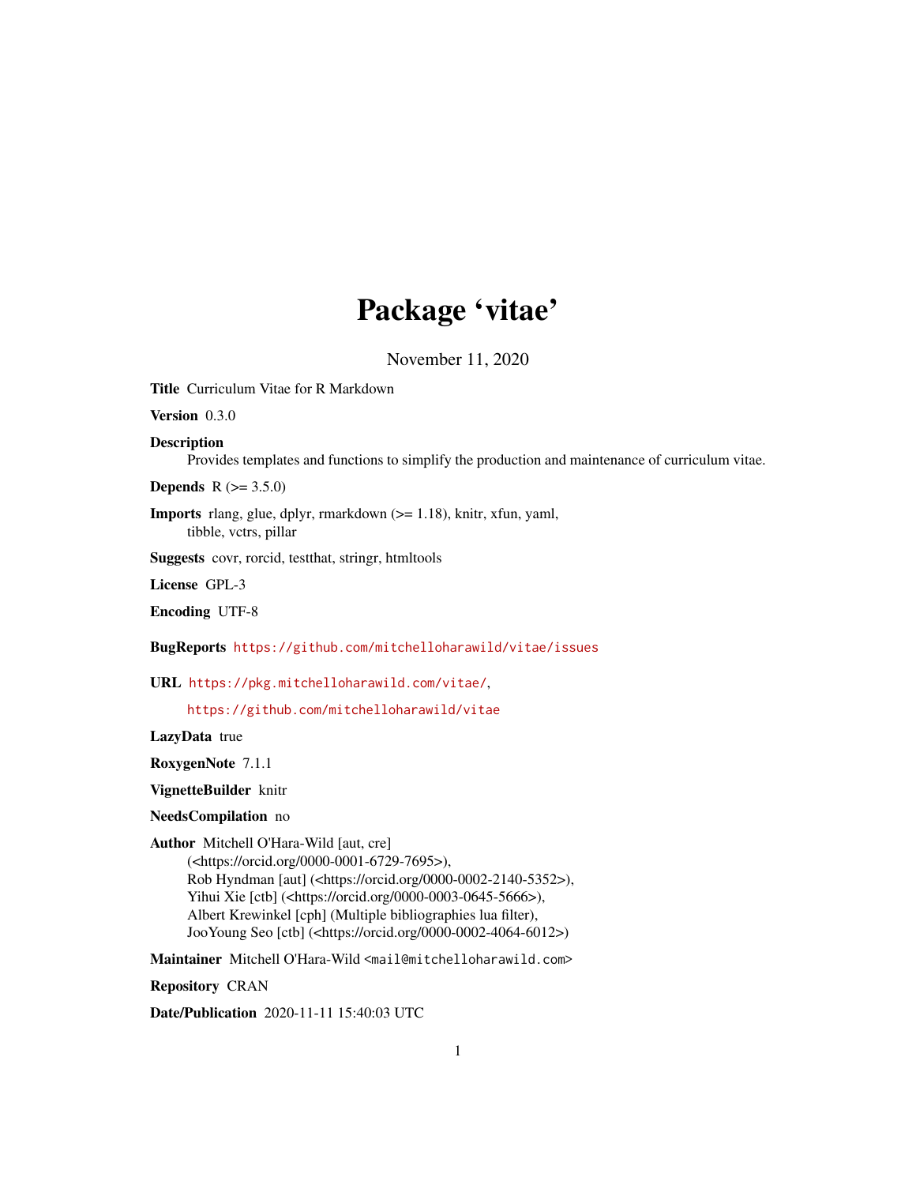# Package 'vitae'

November 11, 2020

**Title** Curriculum Vitae for R Markdown

**Version** 0.3.0

**Description**
Provides templates and functions to simplify the production and maintenance of curriculum vitae.

**Depends** R (>= 3.5.0)

**Imports** rlang, glue, dplyr, rmarkdown (>= 1.18), knitr, xfun, yaml, tibble, vctrs, pillar

**Suggests** covr, rorcid, testthat, stringr, htmltools

**License** GPL-3

**Encoding** UTF-8

**BugReports** https://github.com/mitchelloharawild/vitae/issues

**URL** https://pkg.mitchelloharawild.com/vitae/,
https://github.com/mitchelloharawild/vitae

**LazyData** true

**RoxygenNote** 7.1.1

**VignetteBuilder** knitr

**NeedsCompilation** no

**Author** Mitchell O'Hara-Wild [aut, cre]
(<https://orcid.org/0000-0001-6729-7695>),
Rob Hyndman [aut] (<https://orcid.org/0000-0002-2140-5352>),
Yihui Xie [ctb] (<https://orcid.org/0000-0003-0645-5666>),
Albert Krewinkel [cph] (Multiple bibliographies lua filter),
JooYoung Seo [ctb] (<https://orcid.org/0000-0002-4064-6012>)

**Maintainer** Mitchell O'Hara-Wild <mail@mitchelloharawild.com>

**Repository** CRAN

**Date/Publication** 2020-11-11 15:40:03 UTC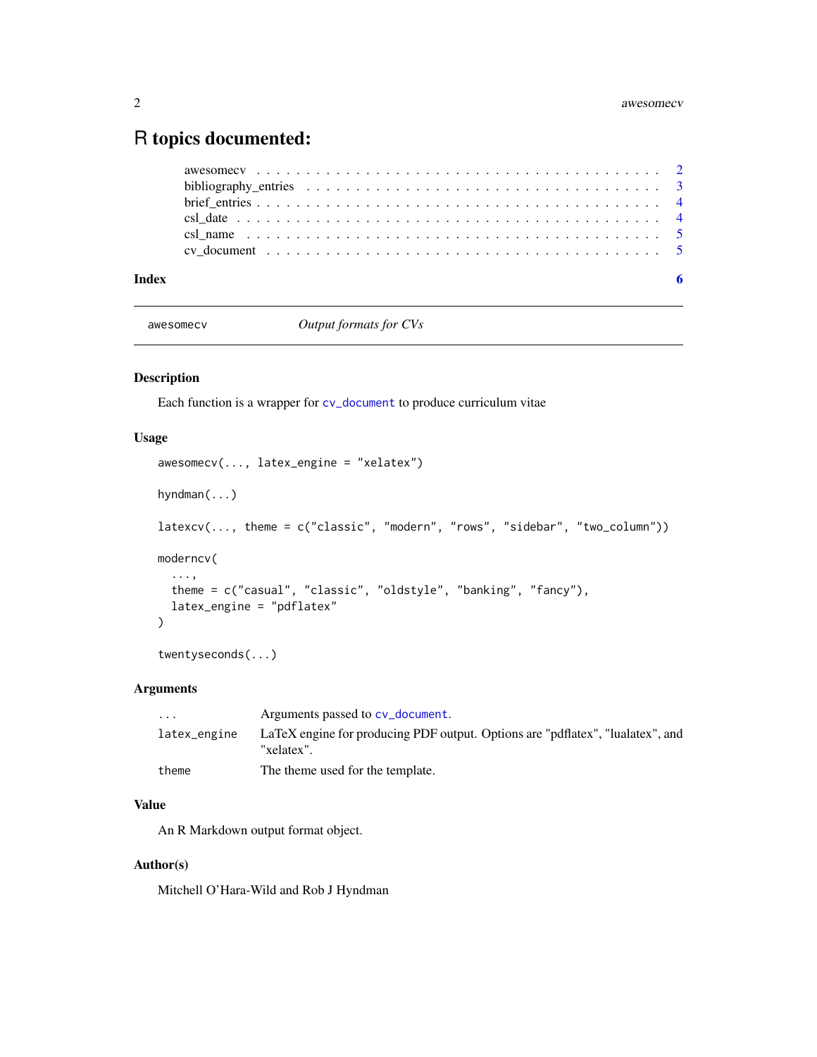# R topics documented:

| | |
|---|---|
| awesomecv | 2 |
| bibliography_entries | 3 |
| brief_entries | 4 |
| csl_date | 4 |
| csl_name | 5 |
| cv_document | 5 |
| **Index** | **6** |

---

`awesomecv` *Output formats for CVs*

---

## Description

Each function is a wrapper for `cv_document` to produce curriculum vitae

## Usage

```
awesomecv(..., latex_engine = "xelatex")

hyndman(...)

latexcv(..., theme = c("classic", "modern", "rows", "sidebar", "two_column"))

moderncv(
  ...,
  theme = c("casual", "classic", "oldstyle", "banking", "fancy"),
  latex_engine = "pdflatex"
)

twentyseconds(...)
```

## Arguments

| | |
|---|---|
| `...` | Arguments passed to `cv_document`. |
| `latex_engine` | LaTeX engine for producing PDF output. Options are "pdflatex", "lualatex", and "xelatex". |
| `theme` | The theme used for the template. |

## Value

An R Markdown output format object.

## Author(s)

Mitchell O'Hara-Wild and Rob J Hyndman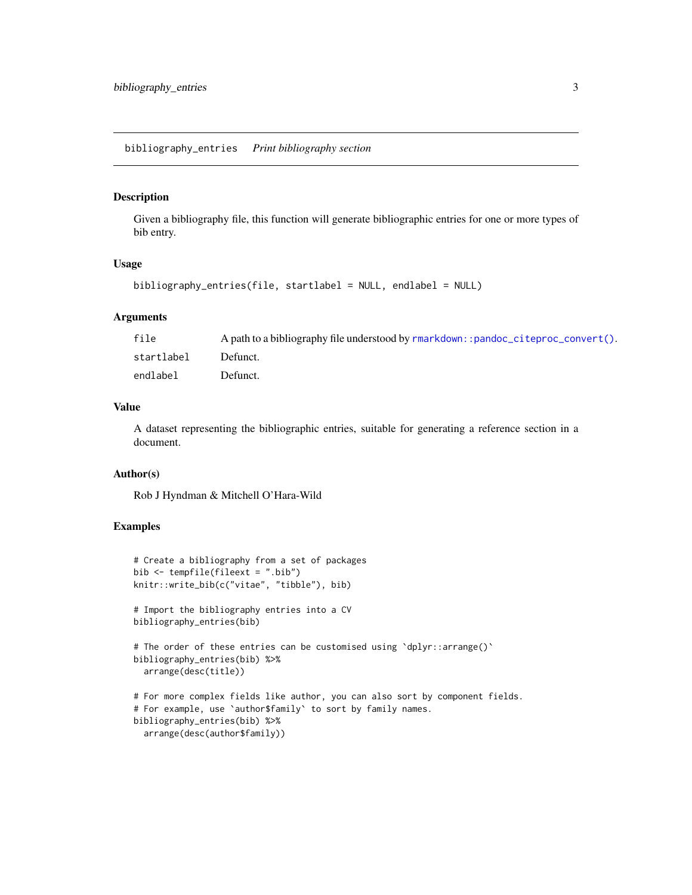## bibliography_entries *Print bibliography section*

### Description

Given a bibliography file, this function will generate bibliographic entries for one or more types of bib entry.

### Usage

```
bibliography_entries(file, startlabel = NULL, endlabel = NULL)
```

### Arguments

| | |
|---|---|
| `file` | A path to a bibliography file understood by `rmarkdown::pandoc_citeproc_convert()`. |
| `startlabel` | Defunct. |
| `endlabel` | Defunct. |

### Value

A dataset representing the bibliographic entries, suitable for generating a reference section in a document.

### Author(s)

Rob J Hyndman & Mitchell O'Hara-Wild

### Examples

```
# Create a bibliography from a set of packages
bib <- tempfile(fileext = ".bib")
knitr::write_bib(c("vitae", "tibble"), bib)

# Import the bibliography entries into a CV
bibliography_entries(bib)

# The order of these entries can be customised using `dplyr::arrange()`
bibliography_entries(bib) %>%
  arrange(desc(title))

# For more complex fields like author, you can also sort by component fields.
# For example, use `author$family` to sort by family names.
bibliography_entries(bib) %>%
  arrange(desc(author$family))
```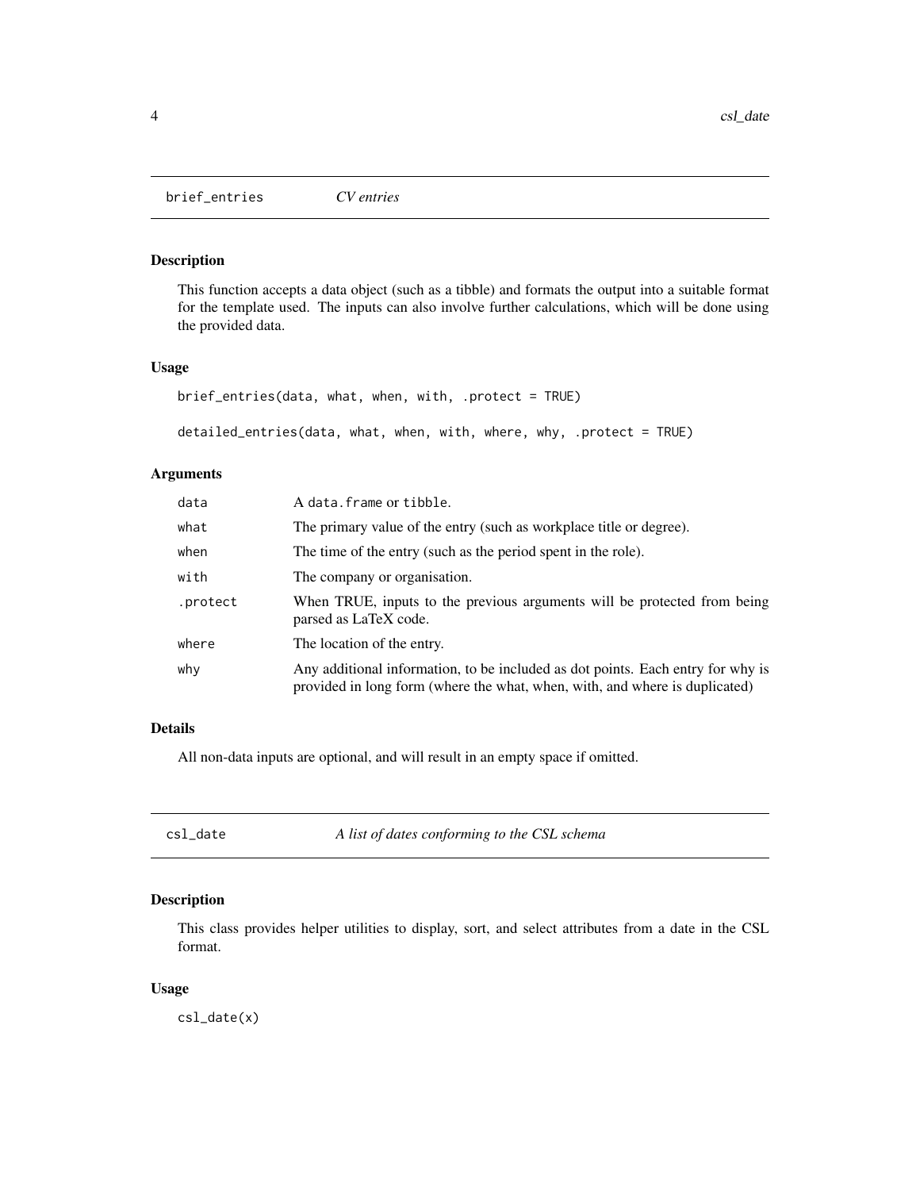## brief_entries *CV entries*

### Description

This function accepts a data object (such as a tibble) and formats the output into a suitable format for the template used. The inputs can also involve further calculations, which will be done using the provided data.

### Usage

```
brief_entries(data, what, when, with, .protect = TRUE)

detailed_entries(data, what, when, with, where, why, .protect = TRUE)
```

### Arguments

| | |
|---|---|
| data | A `data.frame` or `tibble`. |
| what | The primary value of the entry (such as workplace title or degree). |
| when | The time of the entry (such as the period spent in the role). |
| with | The company or organisation. |
| .protect | When TRUE, inputs to the previous arguments will be protected from being parsed as LaTeX code. |
| where | The location of the entry. |
| why | Any additional information, to be included as dot points. Each entry for why is provided in long form (where the what, when, with, and where is duplicated) |

### Details

All non-data inputs are optional, and will result in an empty space if omitted.

## csl_date *A list of dates conforming to the CSL schema*

### Description

This class provides helper utilities to display, sort, and select attributes from a date in the CSL format.

### Usage

```
csl_date(x)
```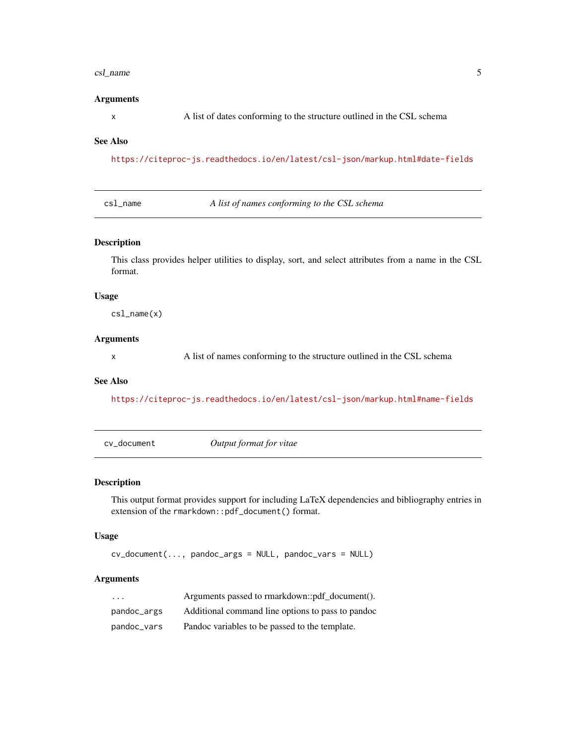## Arguments

| | |
|---|---|
| `x` | A list of dates conforming to the structure outlined in the CSL schema |

## See Also

https://citeproc-js.readthedocs.io/en/latest/csl-json/markup.html#date-fields

---

# csl_name — *A list of names conforming to the CSL schema*

## Description

This class provides helper utilities to display, sort, and select attributes from a name in the CSL format.

## Usage

```
csl_name(x)
```

## Arguments

| | |
|---|---|
| `x` | A list of names conforming to the structure outlined in the CSL schema |

## See Also

https://citeproc-js.readthedocs.io/en/latest/csl-json/markup.html#name-fields

---

# cv_document — *Output format for vitae*

## Description

This output format provides support for including LaTeX dependencies and bibliography entries in extension of the `rmarkdown::pdf_document()` format.

## Usage

```
cv_document(..., pandoc_args = NULL, pandoc_vars = NULL)
```

## Arguments

| | |
|---|---|
| `...` | Arguments passed to rmarkdown::pdf_document(). |
| `pandoc_args` | Additional command line options to pass to pandoc |
| `pandoc_vars` | Pandoc variables to be passed to the template. |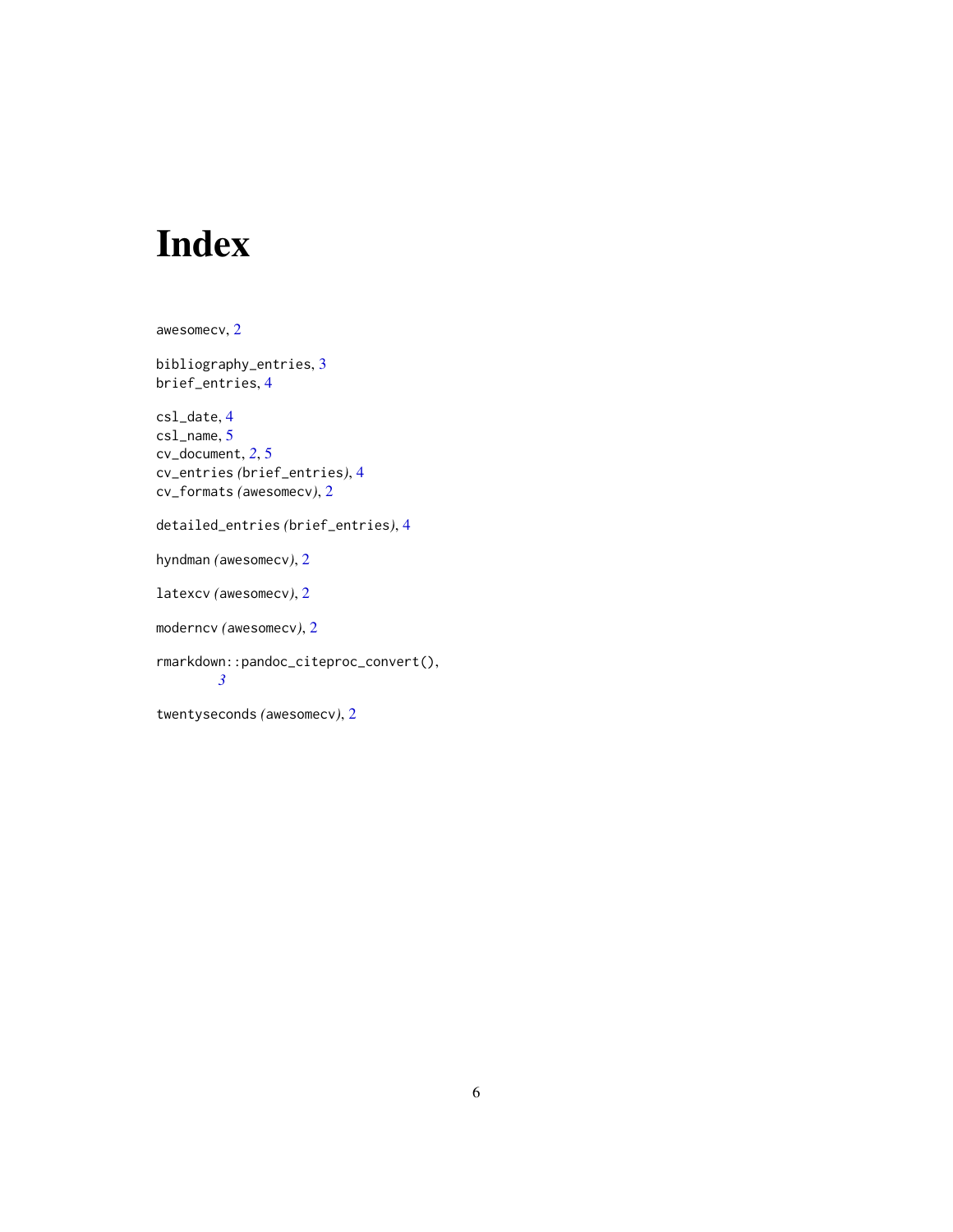# Index

awesomecv, 2

bibliography_entries, 3
brief_entries, 4

csl_date, 4
csl_name, 5
cv_document, *2*, 5
cv_entries *(*brief_entries*)*, 4
cv_formats *(*awesomecv*)*, 2

detailed_entries *(*brief_entries*)*, 4

hyndman *(*awesomecv*)*, 2

latexcv *(*awesomecv*)*, 2

moderncv *(*awesomecv*)*, 2

rmarkdown::pandoc_citeproc_convert(), *3*

twentyseconds *(*awesomecv*)*, 2